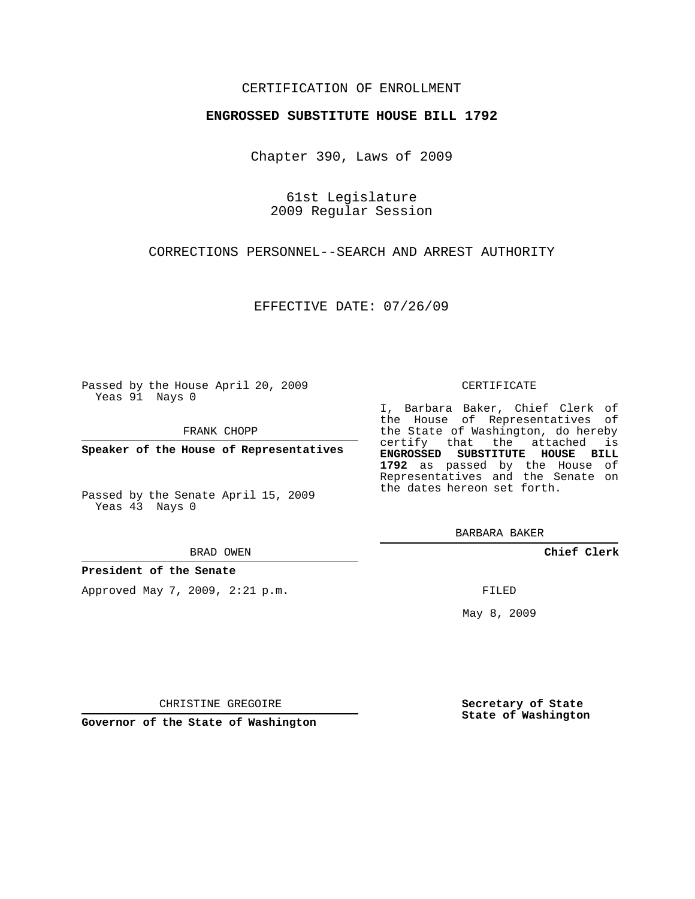CERTIFICATION OF ENROLLMENT

**ENGROSSED SUBSTITUTE HOUSE BILL 1792**

Chapter 390, Laws of 2009

61st Legislature
2009 Regular Session

CORRECTIONS PERSONNEL--SEARCH AND ARREST AUTHORITY

EFFECTIVE DATE: 07/26/09

Passed by the House April 20, 2009
Yeas 91 Nays 0

FRANK CHOPP

**Speaker of the House of Representatives**

Passed by the Senate April 15, 2009
Yeas 43 Nays 0

BRAD OWEN

**President of the Senate**

Approved May 7, 2009, 2:21 p.m.

CHRISTINE GREGOIRE

**Governor of the State of Washington**

CERTIFICATE

I, Barbara Baker, Chief Clerk of the House of Representatives of the State of Washington, do hereby certify that the attached is **ENGROSSED SUBSTITUTE HOUSE BILL 1792** as passed by the House of Representatives and the Senate on the dates hereon set forth.

BARBARA BAKER

**Chief Clerk**

FILED

May 8, 2009

**Secretary of State**
**State of Washington**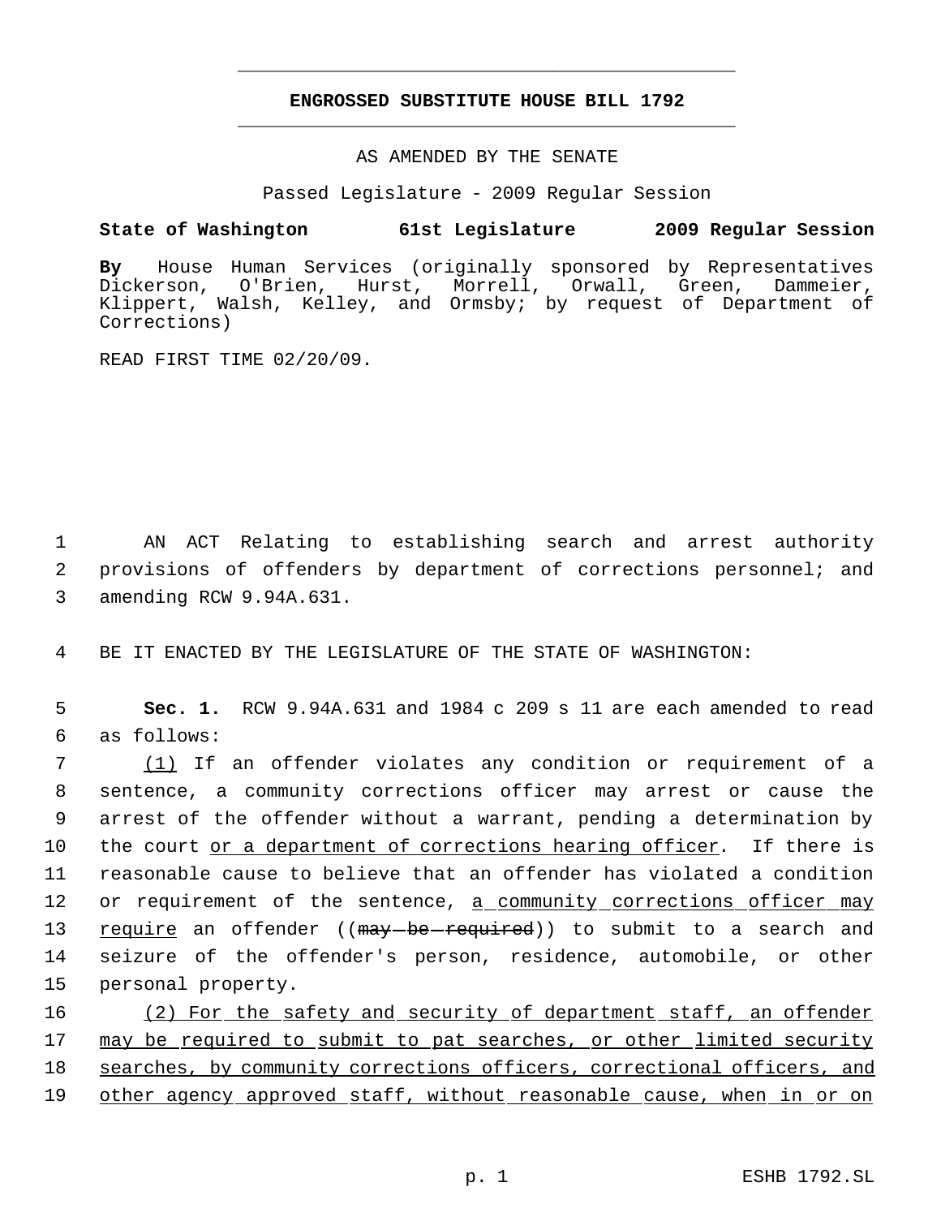**ENGROSSED SUBSTITUTE HOUSE BILL 1792**

AS AMENDED BY THE SENATE

Passed Legislature - 2009 Regular Session

**State of Washington 61st Legislature 2009 Regular Session**

**By** House Human Services (originally sponsored by Representatives Dickerson, O'Brien, Hurst, Morrell, Orwall, Green, Dammeier, Klippert, Walsh, Kelley, and Ormsby; by request of Department of Corrections)

READ FIRST TIME 02/20/09.

1 AN ACT Relating to establishing search and arrest authority
2 provisions of offenders by department of corrections personnel; and
3 amending RCW 9.94A.631.

4 BE IT ENACTED BY THE LEGISLATURE OF THE STATE OF WASHINGTON:

5 **Sec. 1.** RCW 9.94A.631 and 1984 c 209 s 11 are each amended to read
6 as follows:

7 <u>(1)</u> If an offender violates any condition or requirement of a
8 sentence, a community corrections officer may arrest or cause the
9 arrest of the offender without a warrant, pending a determination by
10 the court <u>or a department of corrections hearing officer</u>. If there is
11 reasonable cause to believe that an offender has violated a condition
12 or requirement of the sentence, <u>a community corrections officer may</u>
13 <u>require</u> an offender ((~~may be required~~)) to submit to a search and
14 seizure of the offender's person, residence, automobile, or other
15 personal property.

16 <u>(2) For the safety and security of department staff, an offender</u>
17 <u>may be required to submit to pat searches, or other limited security</u>
18 <u>searches, by community corrections officers, correctional officers, and</u>
19 <u>other agency approved staff, without reasonable cause, when in or on</u>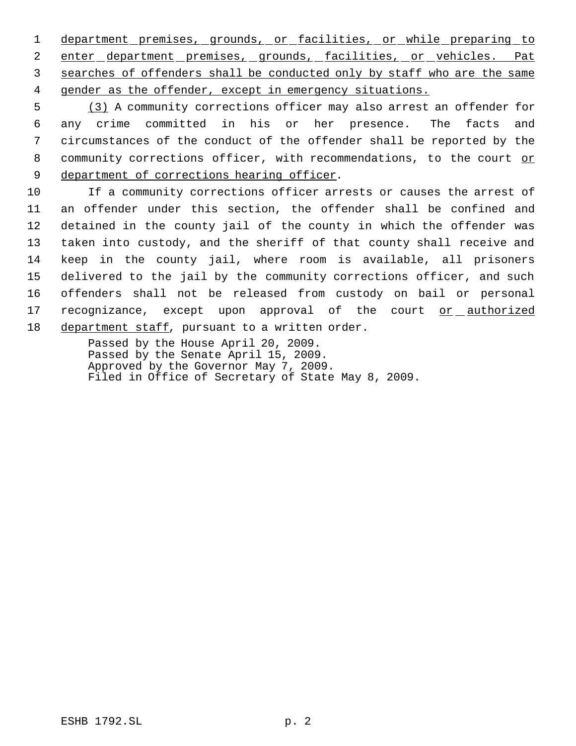department premises, grounds, or facilities, or while preparing to enter department premises, grounds, facilities, or vehicles. Pat searches of offenders shall be conducted only by staff who are the same gender as the offender, except in emergency situations.

(3) A community corrections officer may also arrest an offender for any crime committed in his or her presence. The facts and circumstances of the conduct of the offender shall be reported by the community corrections officer, with recommendations, to the court or department of corrections hearing officer.

If a community corrections officer arrests or causes the arrest of an offender under this section, the offender shall be confined and detained in the county jail of the county in which the offender was taken into custody, and the sheriff of that county shall receive and keep in the county jail, where room is available, all prisoners delivered to the jail by the community corrections officer, and such offenders shall not be released from custody on bail or personal recognizance, except upon approval of the court or authorized department staff, pursuant to a written order.

Passed by the House April 20, 2009.
Passed by the Senate April 15, 2009.
Approved by the Governor May 7, 2009.
Filed in Office of Secretary of State May 8, 2009.